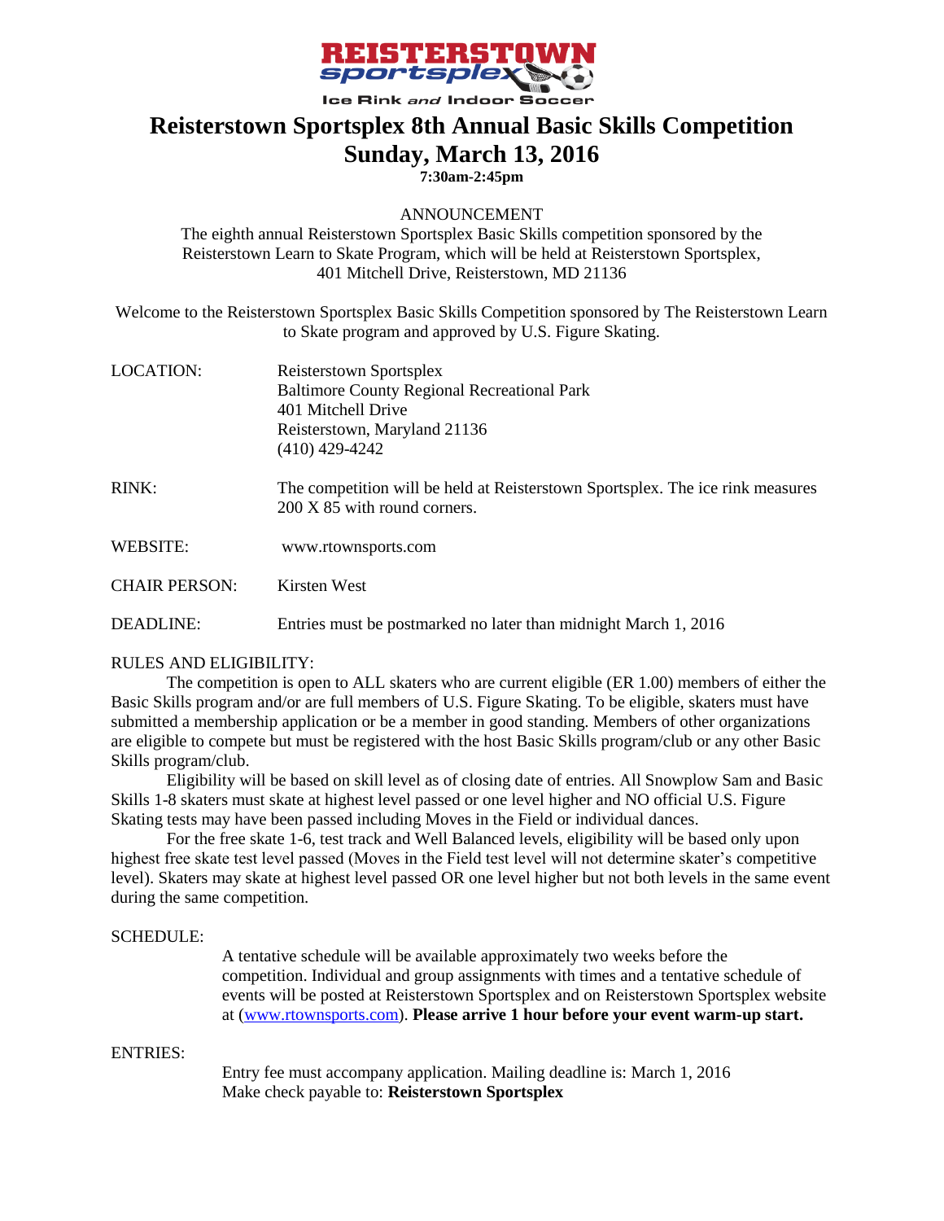# Reisterstown Sportsplex 8th Annual Basic Skills Competition

## Sunday, March 13, 2016

**7:30am-2:45pm**

ANNOUNCEMENT

The eighth annual Reisterstown Sportsplex Basic Skills competition sponsored by the Reisterstown Learn to Skate Program, which will be held at Reisterstown Sportsplex, 401 Mitchell Drive, Reisterstown, MD 21136

Welcome to the Reisterstown Sportsplex Basic Skills Competition sponsored by The Reisterstown Learn to Skate program and approved by U.S. Figure Skating.

LOCATION: Reisterstown Sportsplex
Baltimore County Regional Recreational Park
401 Mitchell Drive
Reisterstown, Maryland 21136
(410) 429-4242

RINK: The competition will be held at Reisterstown Sportsplex. The ice rink measures 200 X 85 with round corners.

WEBSITE: www.rtownsports.com

CHAIR PERSON: Kirsten West

DEADLINE: Entries must be postmarked no later than midnight March 1, 2016

RULES AND ELIGIBILITY:

The competition is open to ALL skaters who are current eligible (ER 1.00) members of either the Basic Skills program and/or are full members of U.S. Figure Skating. To be eligible, skaters must have submitted a membership application or be a member in good standing. Members of other organizations are eligible to compete but must be registered with the host Basic Skills program/club or any other Basic Skills program/club.

Eligibility will be based on skill level as of closing date of entries. All Snowplow Sam and Basic Skills 1-8 skaters must skate at highest level passed or one level higher and NO official U.S. Figure Skating tests may have been passed including Moves in the Field or individual dances.

For the free skate 1-6, test track and Well Balanced levels, eligibility will be based only upon highest free skate test level passed (Moves in the Field test level will not determine skater's competitive level). Skaters may skate at highest level passed OR one level higher but not both levels in the same event during the same competition.

SCHEDULE:

A tentative schedule will be available approximately two weeks before the competition. Individual and group assignments with times and a tentative schedule of events will be posted at Reisterstown Sportsplex and on Reisterstown Sportsplex website at (www.rtownsports.com). **Please arrive 1 hour before your event warm-up start.**

ENTRIES:

Entry fee must accompany application. Mailing deadline is: March 1, 2016
Make check payable to: **Reisterstown Sportsplex**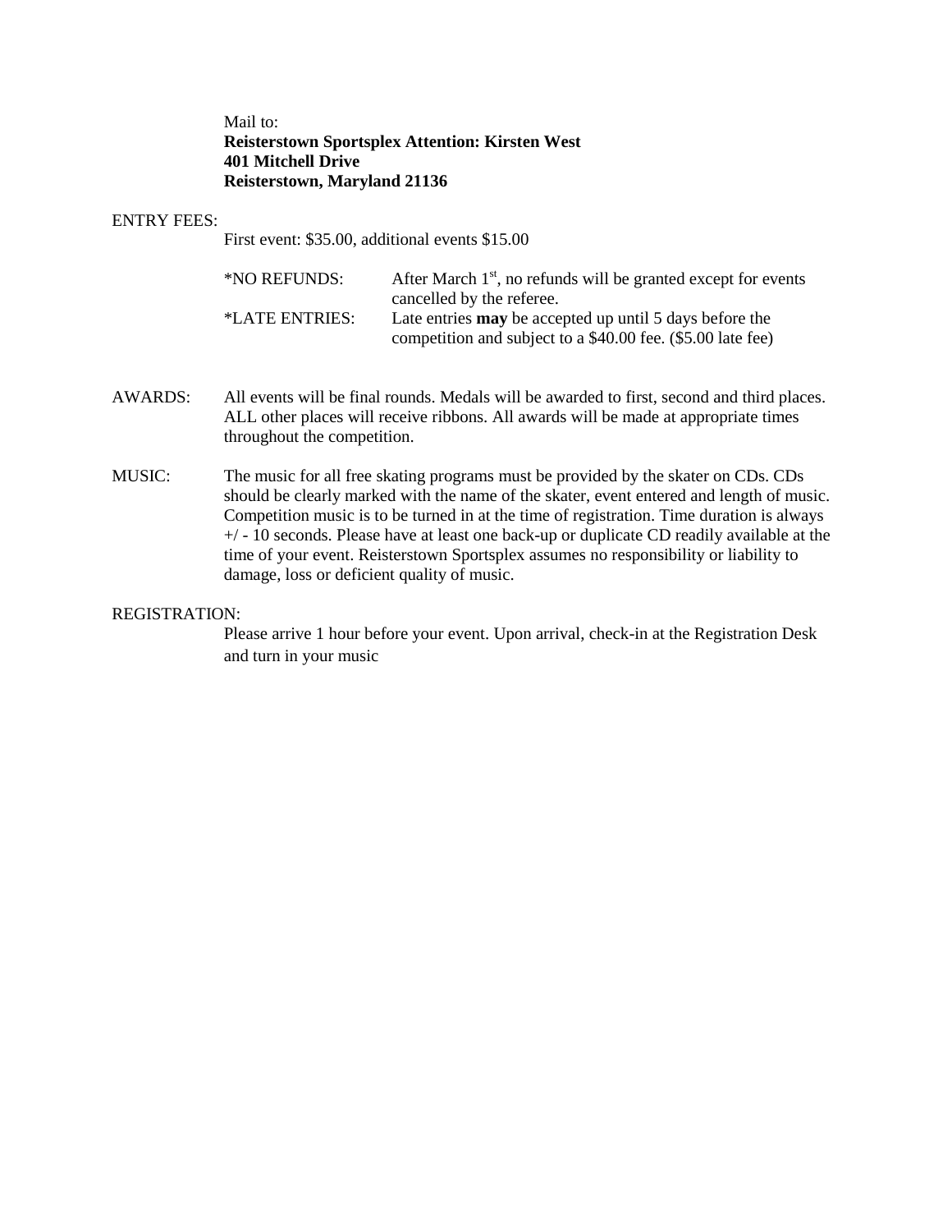Mail to:
**Reisterstown Sportsplex Attention: Kirsten West**
**401 Mitchell Drive**
**Reisterstown, Maryland 21136**

ENTRY FEES:

First event: $35.00, additional events $15.00

*NO REFUNDS: After March 1st, no refunds will be granted except for events cancelled by the referee.

*LATE ENTRIES: Late entries **may** be accepted up until 5 days before the competition and subject to a $40.00 fee. ($5.00 late fee)

AWARDS: All events will be final rounds. Medals will be awarded to first, second and third places. ALL other places will receive ribbons. All awards will be made at appropriate times throughout the competition.

MUSIC: The music for all free skating programs must be provided by the skater on CDs. CDs should be clearly marked with the name of the skater, event entered and length of music. Competition music is to be turned in at the time of registration. Time duration is always +/ - 10 seconds. Please have at least one back-up or duplicate CD readily available at the time of your event. Reisterstown Sportsplex assumes no responsibility or liability to damage, loss or deficient quality of music.

REGISTRATION:

Please arrive 1 hour before your event. Upon arrival, check-in at the Registration Desk and turn in your music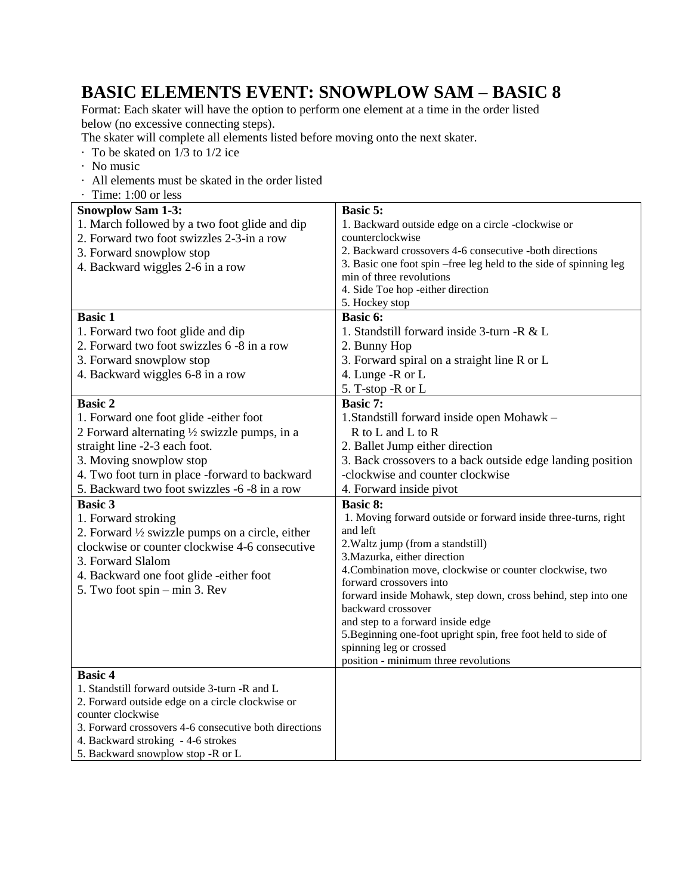# BASIC ELEMENTS EVENT: SNOWPLOW SAM – BASIC 8

Format: Each skater will have the option to perform one element at a time in the order listed below (no excessive connecting steps).

The skater will complete all elements listed before moving onto the next skater.

- To be skated on 1/3 to 1/2 ice
- No music
- All elements must be skated in the order listed
- Time: 1:00 or less

| | |
|---|---|
| **Snowplow Sam 1-3:**<br>1. March followed by a two foot glide and dip<br>2. Forward two foot swizzles 2-3-in a row<br>3. Forward snowplow stop<br>4. Backward wiggles 2-6 in a row | **Basic 5:**<br>1. Backward outside edge on a circle -clockwise or counterclockwise<br>2. Backward crossovers 4-6 consecutive -both directions<br>3. Basic one foot spin –free leg held to the side of spinning leg min of three revolutions<br>4. Side Toe hop -either direction<br>5. Hockey stop |
| **Basic 1**<br>1. Forward two foot glide and dip<br>2. Forward two foot swizzles 6 -8 in a row<br>3. Forward snowplow stop<br>4. Backward wiggles 6-8 in a row | **Basic 6:**<br>1. Standstill forward inside 3-turn -R & L<br>2. Bunny Hop<br>3. Forward spiral on a straight line R or L<br>4. Lunge -R or L<br>5. T-stop -R or L |
| **Basic 2**<br>1. Forward one foot glide -either foot<br>2 Forward alternating ½ swizzle pumps, in a straight line -2-3 each foot.<br>3. Moving snowplow stop<br>4. Two foot turn in place -forward to backward<br>5. Backward two foot swizzles -6 -8 in a row | **Basic 7:**<br>1.Standstill forward inside open Mohawk – R to L and L to R<br>2. Ballet Jump either direction<br>3. Back crossovers to a back outside edge landing position -clockwise and counter clockwise<br>4. Forward inside pivot |
| **Basic 3**<br>1. Forward stroking<br>2. Forward ½ swizzle pumps on a circle, either clockwise or counter clockwise 4-6 consecutive<br>3. Forward Slalom<br>4. Backward one foot glide -either foot<br>5. Two foot spin – min 3. Rev | **Basic 8:**<br>1. Moving forward outside or forward inside three-turns, right and left<br>2.Waltz jump (from a standstill)<br>3.Mazurka, either direction<br>4.Combination move, clockwise or counter clockwise, two forward crossovers into forward inside Mohawk, step down, cross behind, step into one backward crossover and step to a forward inside edge<br>5.Beginning one-foot upright spin, free foot held to side of spinning leg or crossed position - minimum three revolutions |
| **Basic 4**<br>1. Standstill forward outside 3-turn -R and L<br>2. Forward outside edge on a circle clockwise or counter clockwise<br>3. Forward crossovers 4-6 consecutive both directions<br>4. Backward stroking - 4-6 strokes<br>5. Backward snowplow stop -R or L | |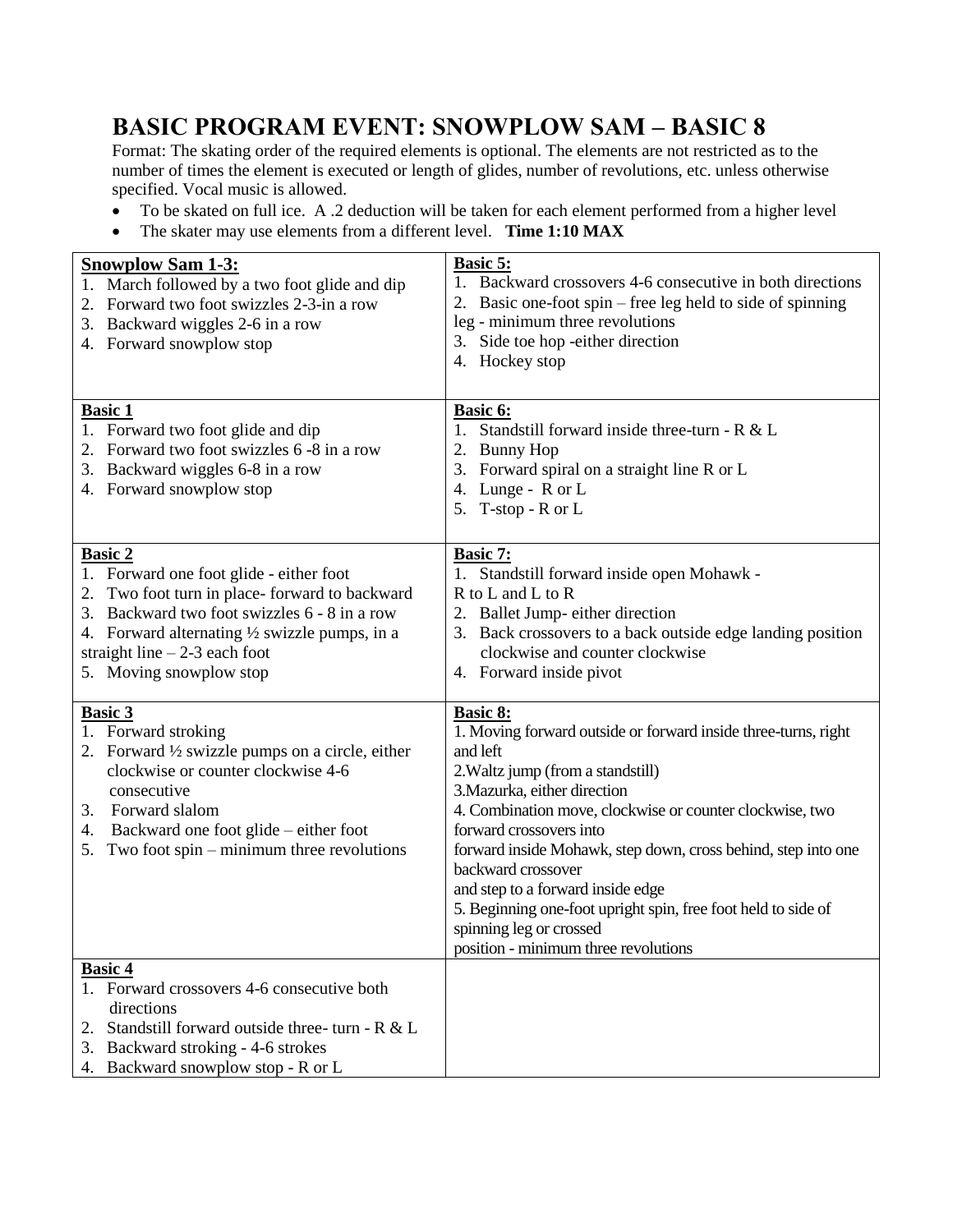# BASIC PROGRAM EVENT: SNOWPLOW SAM – BASIC 8

Format: The skating order of the required elements is optional. The elements are not restricted as to the number of times the element is executed or length of glides, number of revolutions, etc. unless otherwise specified. Vocal music is allowed.

- To be skated on full ice. A .2 deduction will be taken for each element performed from a higher level
- The skater may use elements from a different level. **Time 1:10 MAX**

| | |
|---|---|
| **Snowplow Sam 1-3:**<br>1. March followed by a two foot glide and dip<br>2. Forward two foot swizzles 2-3-in a row<br>3. Backward wiggles 2-6 in a row<br>4. Forward snowplow stop | **Basic 5:**<br>1. Backward crossovers 4-6 consecutive in both directions<br>2. Basic one-foot spin – free leg held to side of spinning leg - minimum three revolutions<br>3. Side toe hop -either direction<br>4. Hockey stop |
| **Basic 1**<br>1. Forward two foot glide and dip<br>2. Forward two foot swizzles 6 -8 in a row<br>3. Backward wiggles 6-8 in a row<br>4. Forward snowplow stop | **Basic 6:**<br>1. Standstill forward inside three-turn - R & L<br>2. Bunny Hop<br>3. Forward spiral on a straight line R or L<br>4. Lunge - R or L<br>5. T-stop - R or L |
| **Basic 2**<br>1. Forward one foot glide - either foot<br>2. Two foot turn in place- forward to backward<br>3. Backward two foot swizzles 6 - 8 in a row<br>4. Forward alternating ½ swizzle pumps, in a straight line – 2-3 each foot<br>5. Moving snowplow stop | **Basic 7:**<br>1. Standstill forward inside open Mohawk - R to L and L to R<br>2. Ballet Jump- either direction<br>3. Back crossovers to a back outside edge landing position clockwise and counter clockwise<br>4. Forward inside pivot |
| **Basic 3**<br>1. Forward stroking<br>2. Forward ½ swizzle pumps on a circle, either clockwise or counter clockwise 4-6 consecutive<br>3. Forward slalom<br>4. Backward one foot glide – either foot<br>5. Two foot spin – minimum three revolutions | **Basic 8:**<br>1. Moving forward outside or forward inside three-turns, right and left<br>2. Waltz jump (from a standstill)<br>3. Mazurka, either direction<br>4. Combination move, clockwise or counter clockwise, two forward crossovers into forward inside Mohawk, step down, cross behind, step into one backward crossover and step to a forward inside edge<br>5. Beginning one-foot upright spin, free foot held to side of spinning leg or crossed position - minimum three revolutions |
| **Basic 4**<br>1. Forward crossovers 4-6 consecutive both directions<br>2. Standstill forward outside three- turn - R & L<br>3. Backward stroking - 4-6 strokes<br>4. Backward snowplow stop - R or L | |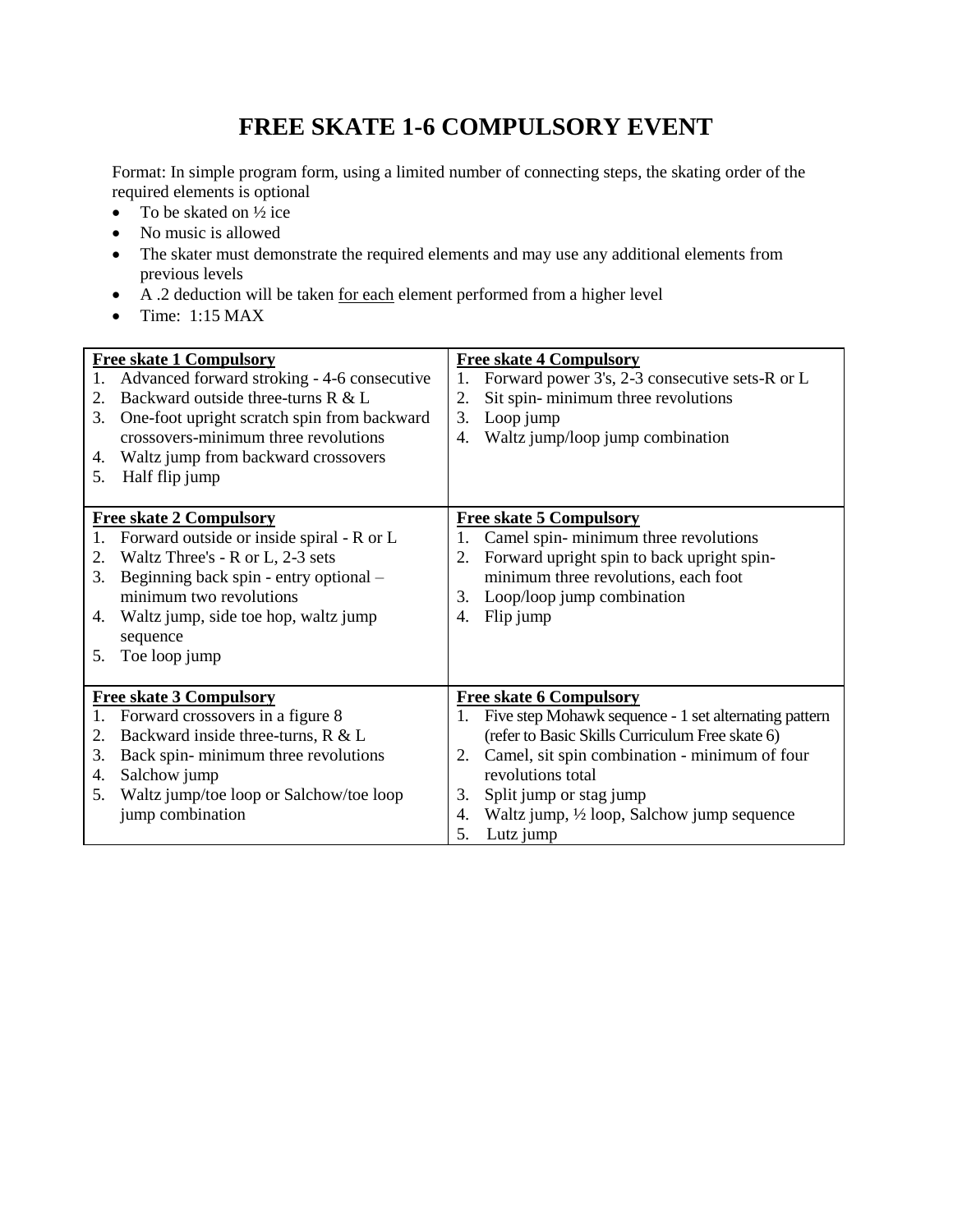# FREE SKATE 1-6 COMPULSORY EVENT

Format: In simple program form, using a limited number of connecting steps, the skating order of the required elements is optional

- To be skated on ½ ice
- No music is allowed
- The skater must demonstrate the required elements and may use any additional elements from previous levels
- A .2 deduction will be taken <u>for each</u> element performed from a higher level
- Time: 1:15 MAX

| **<u>Free skate 1 Compulsory</u>**<br>1. Advanced forward stroking - 4-6 consecutive<br>2. Backward outside three-turns R & L<br>3. One-foot upright scratch spin from backward crossovers-minimum three revolutions<br>4. Waltz jump from backward crossovers<br>5. Half flip jump | **<u>Free skate 4 Compulsory</u>**<br>1. Forward power 3's, 2-3 consecutive sets-R or L<br>2. Sit spin- minimum three revolutions<br>3. Loop jump<br>4. Waltz jump/loop jump combination |
|---|---|
| **<u>Free skate 2 Compulsory</u>**<br>1. Forward outside or inside spiral - R or L<br>2. Waltz Three's - R or L, 2-3 sets<br>3. Beginning back spin - entry optional – minimum two revolutions<br>4. Waltz jump, side toe hop, waltz jump sequence<br>5. Toe loop jump | **<u>Free skate 5 Compulsory</u>**<br>1. Camel spin- minimum three revolutions<br>2. Forward upright spin to back upright spin- minimum three revolutions, each foot<br>3. Loop/loop jump combination<br>4. Flip jump |
| **<u>Free skate 3 Compulsory</u>**<br>1. Forward crossovers in a figure 8<br>2. Backward inside three-turns, R & L<br>3. Back spin- minimum three revolutions<br>4. Salchow jump<br>5. Waltz jump/toe loop or Salchow/toe loop jump combination | **<u>Free skate 6 Compulsory</u>**<br>1. Five step Mohawk sequence - 1 set alternating pattern (refer to Basic Skills Curriculum Free skate 6)<br>2. Camel, sit spin combination - minimum of four revolutions total<br>3. Split jump or stag jump<br>4. Waltz jump, ½ loop, Salchow jump sequence<br>5. Lutz jump |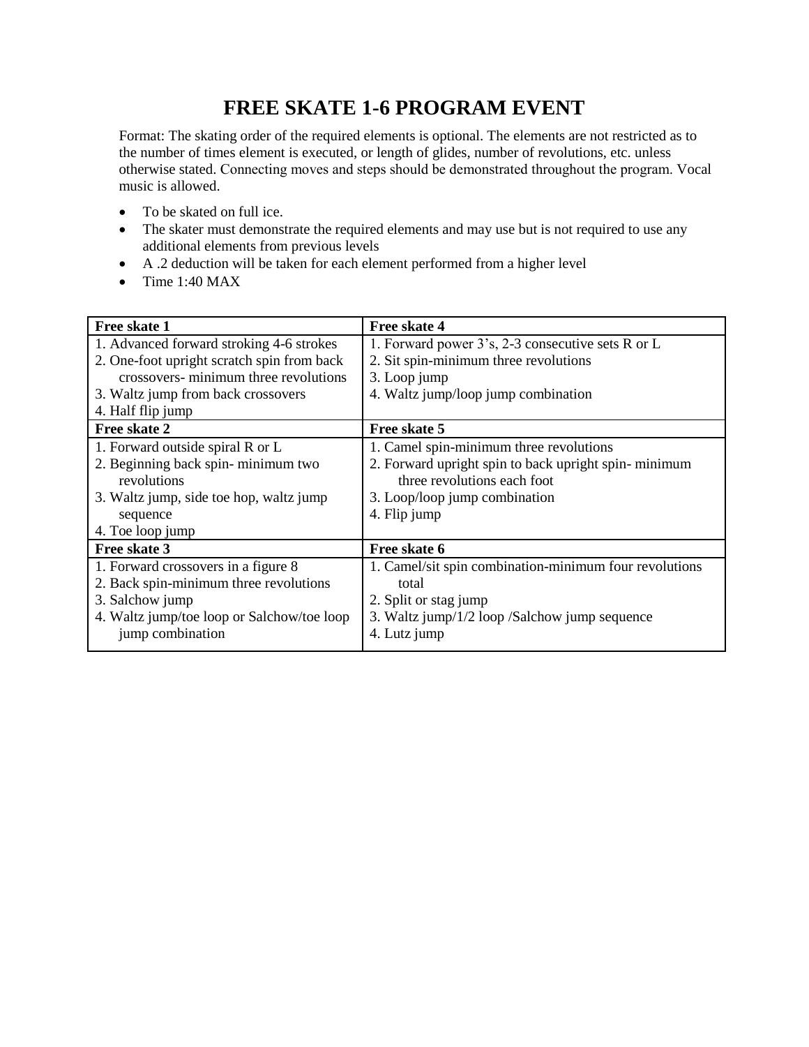# FREE SKATE 1-6 PROGRAM EVENT

Format: The skating order of the required elements is optional. The elements are not restricted as to the number of times element is executed, or length of glides, number of revolutions, etc. unless otherwise stated. Connecting moves and steps should be demonstrated throughout the program. Vocal music is allowed.

- To be skated on full ice.
- The skater must demonstrate the required elements and may use but is not required to use any additional elements from previous levels
- A .2 deduction will be taken for each element performed from a higher level
- Time 1:40 MAX

| **Free skate 1** | **Free skate 4** |
|---|---|
| 1. Advanced forward stroking 4-6 strokes<br>2. One-foot upright scratch spin from back crossovers- minimum three revolutions<br>3. Waltz jump from back crossovers<br>4. Half flip jump | 1. Forward power 3's, 2-3 consecutive sets R or L<br>2. Sit spin-minimum three revolutions<br>3. Loop jump<br>4. Waltz jump/loop jump combination |
| **Free skate 2** | **Free skate 5** |
| 1. Forward outside spiral R or L<br>2. Beginning back spin- minimum two revolutions<br>3. Waltz jump, side toe hop, waltz jump sequence<br>4. Toe loop jump | 1. Camel spin-minimum three revolutions<br>2. Forward upright spin to back upright spin- minimum three revolutions each foot<br>3. Loop/loop jump combination<br>4. Flip jump |
| **Free skate 3** | **Free skate 6** |
| 1. Forward crossovers in a figure 8<br>2. Back spin-minimum three revolutions<br>3. Salchow jump<br>4. Waltz jump/toe loop or Salchow/toe loop jump combination | 1. Camel/sit spin combination-minimum four revolutions total<br>2. Split or stag jump<br>3. Waltz jump/1/2 loop /Salchow jump sequence<br>4. Lutz jump |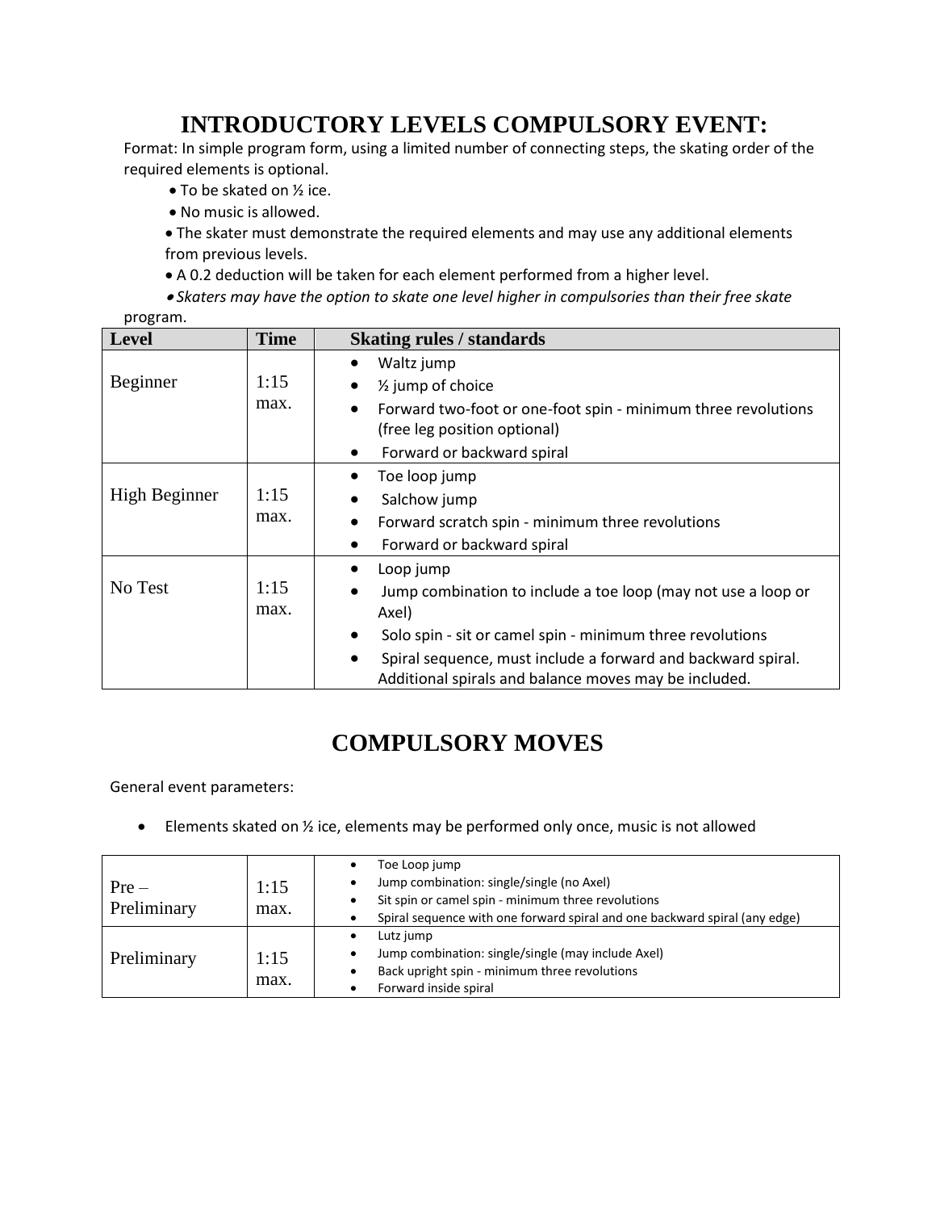# INTRODUCTORY LEVELS COMPULSORY EVENT:

Format: In simple program form, using a limited number of connecting steps, the skating order of the required elements is optional.

- To be skated on ½ ice.
- No music is allowed.
- The skater must demonstrate the required elements and may use any additional elements from previous levels.
- A 0.2 deduction will be taken for each element performed from a higher level.
- *Skaters may have the option to skate one level higher in compulsories than their free skate program.*

| Level | Time | Skating rules / standards |
|---|---|---|
| Beginner | 1:15 max. | • Waltz jump<br>• ½ jump of choice<br>• Forward two-foot or one-foot spin - minimum three revolutions (free leg position optional)<br>• Forward or backward spiral |
| High Beginner | 1:15 max. | • Toe loop jump<br>• Salchow jump<br>• Forward scratch spin - minimum three revolutions<br>• Forward or backward spiral |
| No Test | 1:15 max. | • Loop jump<br>• Jump combination to include a toe loop (may not use a loop or Axel)<br>• Solo spin - sit or camel spin - minimum three revolutions<br>• Spiral sequence, must include a forward and backward spiral. Additional spirals and balance moves may be included. |

# COMPULSORY MOVES

General event parameters:

- Elements skated on ½ ice, elements may be performed only once, music is not allowed

| | | |
|---|---|---|
| Pre – Preliminary | 1:15 max. | • Toe Loop jump<br>• Jump combination: single/single (no Axel)<br>• Sit spin or camel spin - minimum three revolutions<br>• Spiral sequence with one forward spiral and one backward spiral (any edge) |
| Preliminary | 1:15 max. | • Lutz jump<br>• Jump combination: single/single (may include Axel)<br>• Back upright spin - minimum three revolutions<br>• Forward inside spiral |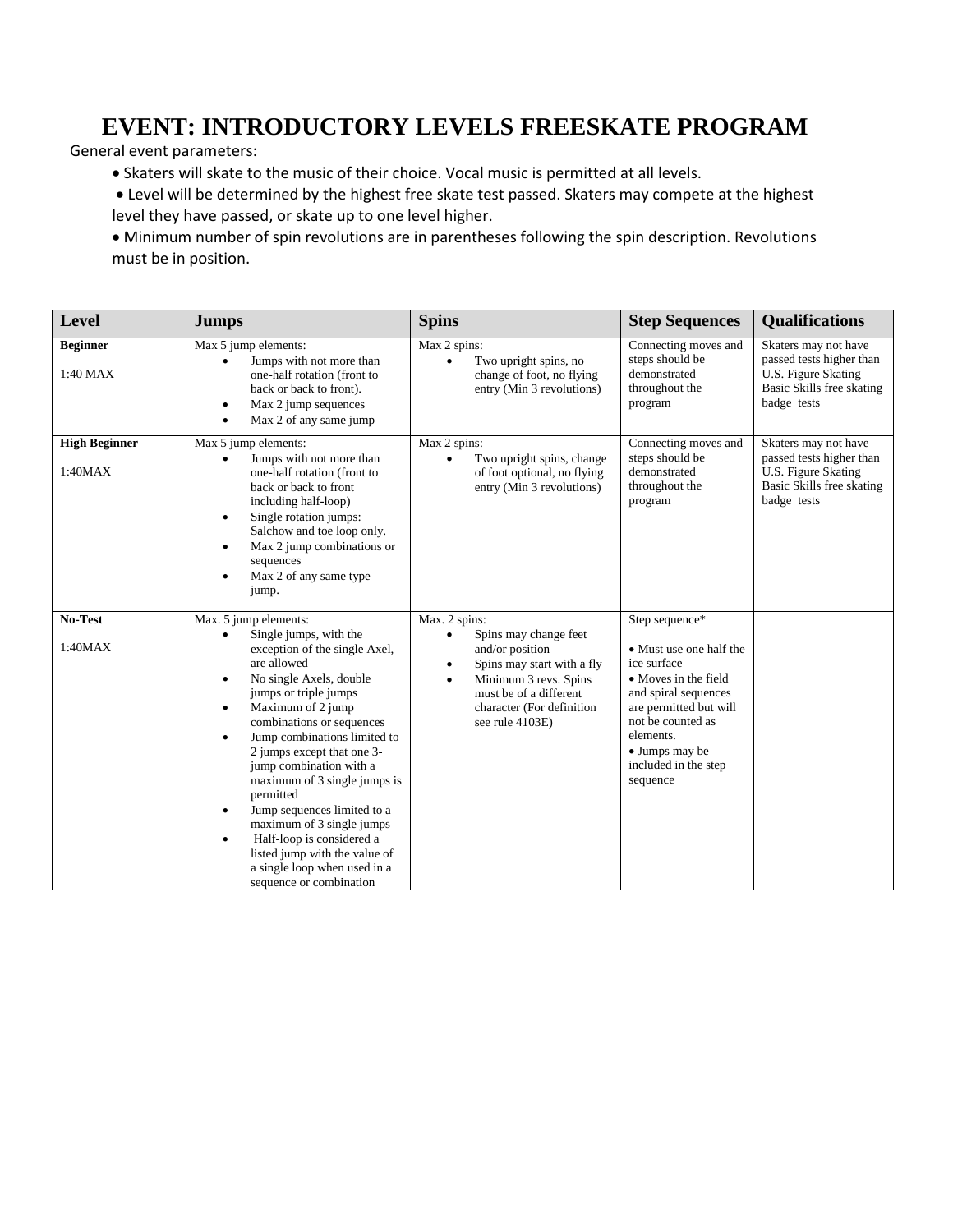# EVENT: INTRODUCTORY LEVELS FREESKATE PROGRAM

General event parameters:

- Skaters will skate to the music of their choice. Vocal music is permitted at all levels.
- Level will be determined by the highest free skate test passed. Skaters may compete at the highest level they have passed, or skate up to one level higher.
- Minimum number of spin revolutions are in parentheses following the spin description. Revolutions must be in position.

| Level | Jumps | Spins | Step Sequences | Qualifications |
|---|---|---|---|---|
| **Beginner**<br><br>1:40 MAX | Max 5 jump elements:<br>• Jumps with not more than one-half rotation (front to back or back to front).<br>• Max 2 jump sequences<br>• Max 2 of any same jump | Max 2 spins:<br>• Two upright spins, no change of foot, no flying entry (Min 3 revolutions) | Connecting moves and steps should be demonstrated throughout the program | Skaters may not have passed tests higher than U.S. Figure Skating Basic Skills free skating badge tests |
| **High Beginner**<br><br>1:40MAX | Max 5 jump elements:<br>• Jumps with not more than one-half rotation (front to back or back to front including half-loop)<br>• Single rotation jumps: Salchow and toe loop only.<br>• Max 2 jump combinations or sequences<br>• Max 2 of any same type jump. | Max 2 spins:<br>• Two upright spins, change of foot optional, no flying entry (Min 3 revolutions) | Connecting moves and steps should be demonstrated throughout the program | Skaters may not have passed tests higher than U.S. Figure Skating Basic Skills free skating badge tests |
| **No-Test**<br><br>1:40MAX | Max. 5 jump elements:<br>• Single jumps, with the exception of the single Axel, are allowed<br>• No single Axels, double jumps or triple jumps<br>• Maximum of 2 jump combinations or sequences<br>• Jump combinations limited to 2 jumps except that one 3-jump combination with a maximum of 3 single jumps is permitted<br>• Jump sequences limited to a maximum of 3 single jumps<br>• Half-loop is considered a listed jump with the value of a single loop when used in a sequence or combination | Max. 2 spins:<br>• Spins may change feet and/or position<br>• Spins may start with a fly<br>• Minimum 3 revs. Spins must be of a different character (For definition see rule 4103E) | Step sequence*<br><br>• Must use one half the ice surface<br>• Moves in the field and spiral sequences are permitted but will not be counted as elements.<br>• Jumps may be included in the step sequence | |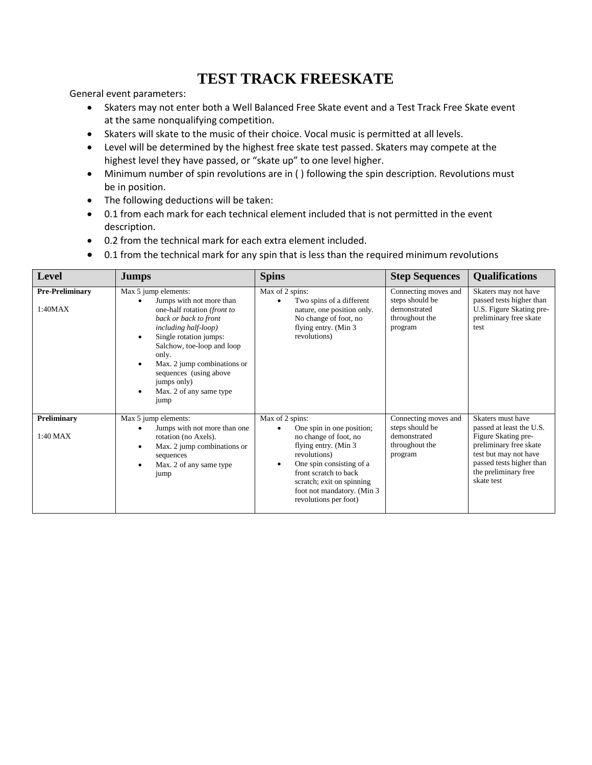# TEST TRACK FREESKATE

General event parameters:

- Skaters may not enter both a Well Balanced Free Skate event and a Test Track Free Skate event at the same nonqualifying competition.
- Skaters will skate to the music of their choice. Vocal music is permitted at all levels.
- Level will be determined by the highest free skate test passed. Skaters may compete at the highest level they have passed, or "skate up" to one level higher.
- Minimum number of spin revolutions are in ( ) following the spin description. Revolutions must be in position.
- The following deductions will be taken:
- 0.1 from each mark for each technical element included that is not permitted in the event description.
- 0.2 from the technical mark for each extra element included.
- 0.1 from the technical mark for any spin that is less than the required minimum revolutions

| Level | Jumps | Spins | Step Sequences | Qualifications |
|---|---|---|---|---|
| **Pre-Preliminary**<br><br>1:40MAX | Max 5 jump elements:<br>• Jumps with not more than one-half rotation *(front to back or back to front including half-loop)*<br>• Single rotation jumps: Salchow, toe-loop and loop only.<br>• Max. 2 jump combinations or sequences (using above jumps only)<br>• Max. 2 of any same type jump | Max of 2 spins:<br>• Two spins of a different nature, one position only. No change of foot, no flying entry. (Min 3 revolutions) | Connecting moves and steps should be demonstrated throughout the program | Skaters may not have passed tests higher than U.S. Figure Skating pre-preliminary free skate test |
| **Preliminary**<br><br>1:40 MAX | Max 5 jump elements:<br>• Jumps with not more than one rotation (no Axels).<br>• Max. 2 jump combinations or sequences<br>• Max. 2 of any same type jump | Max of 2 spins:<br>• One spin in one position; no change of foot, no flying entry. (Min 3 revolutions)<br>• One spin consisting of a front scratch to back scratch; exit on spinning foot not mandatory. (Min 3 revolutions per foot) | Connecting moves and steps should be demonstrated throughout the program | Skaters must have passed at least the U.S. Figure Skating pre-preliminary free skate test but may not have passed tests higher than the preliminary free skate test |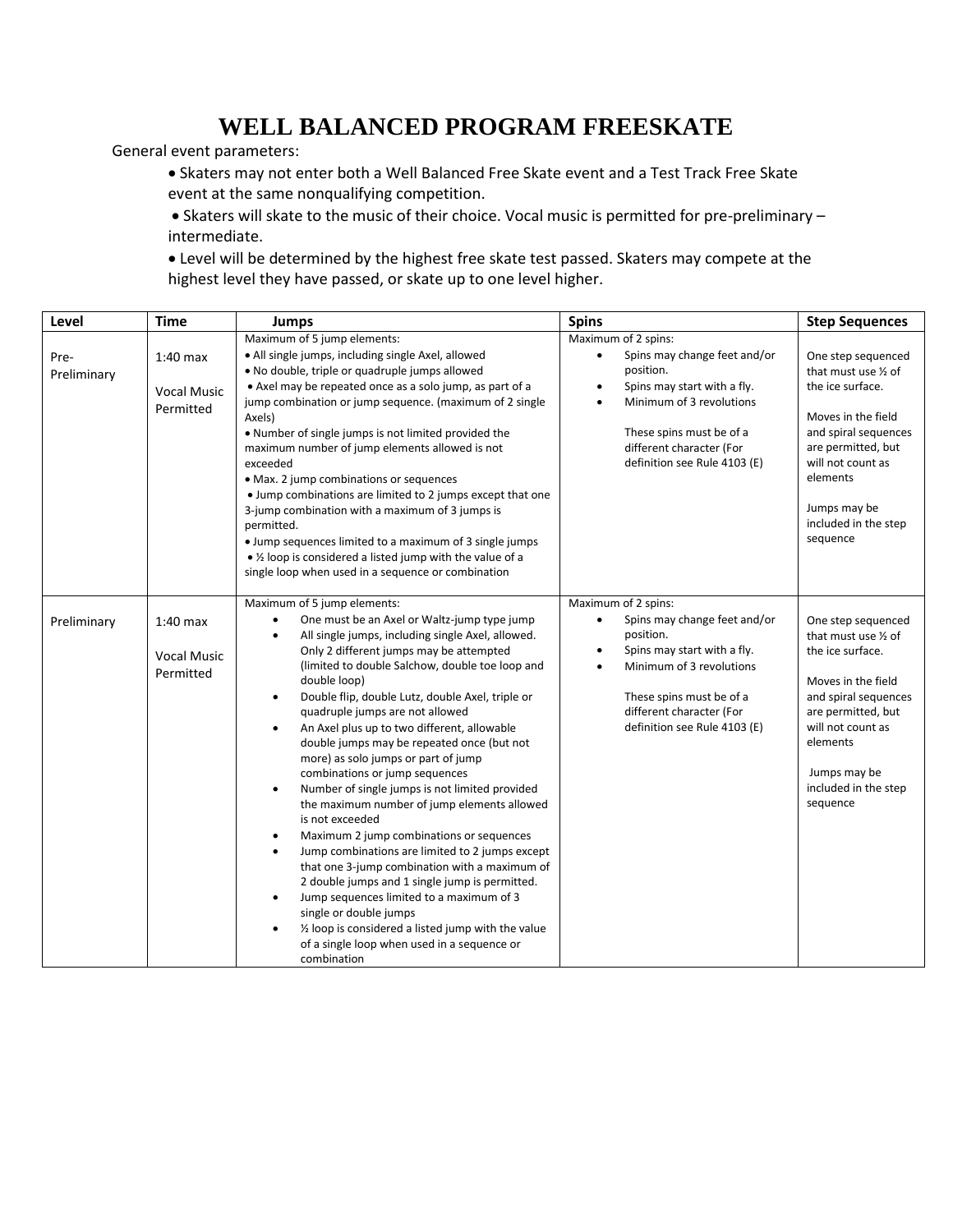# WELL BALANCED PROGRAM FREESKATE

General event parameters:

- Skaters may not enter both a Well Balanced Free Skate event and a Test Track Free Skate event at the same nonqualifying competition.
- Skaters will skate to the music of their choice. Vocal music is permitted for pre-preliminary – intermediate.
- Level will be determined by the highest free skate test passed. Skaters may compete at the highest level they have passed, or skate up to one level higher.

| Level | Time | Jumps | Spins | Step Sequences |
|---|---|---|---|---|
| Pre-Preliminary | 1:40 max<br><br>Vocal Music Permitted | Maximum of 5 jump elements:<br>• All single jumps, including single Axel, allowed<br>• No double, triple or quadruple jumps allowed<br>• Axel may be repeated once as a solo jump, as part of a jump combination or jump sequence. (maximum of 2 single Axels)<br>• Number of single jumps is not limited provided the maximum number of jump elements allowed is not exceeded<br>• Max. 2 jump combinations or sequences<br>• Jump combinations are limited to 2 jumps except that one 3-jump combination with a maximum of 3 jumps is permitted.<br>• Jump sequences limited to a maximum of 3 single jumps<br>• ½ loop is considered a listed jump with the value of a single loop when used in a sequence or combination | Maximum of 2 spins:<br>• Spins may change feet and/or position.<br>• Spins may start with a fly.<br>• Minimum of 3 revolutions<br><br>These spins must be of a different character (For definition see Rule 4103 (E) | One step sequenced that must use ½ of the ice surface.<br><br>Moves in the field and spiral sequences are permitted, but will not count as elements<br><br>Jumps may be included in the step sequence |
| Preliminary | 1:40 max<br><br>Vocal Music Permitted | Maximum of 5 jump elements:<br>• One must be an Axel or Waltz-jump type jump<br>• All single jumps, including single Axel, allowed. Only 2 different jumps may be attempted (limited to double Salchow, double toe loop and double loop)<br>• Double flip, double Lutz, double Axel, triple or quadruple jumps are not allowed<br>• An Axel plus up to two different, allowable double jumps may be repeated once (but not more) as solo jumps or part of jump combinations or jump sequences<br>• Number of single jumps is not limited provided the maximum number of jump elements allowed is not exceeded<br>• Maximum 2 jump combinations or sequences<br>• Jump combinations are limited to 2 jumps except that one 3-jump combination with a maximum of 2 double jumps and 1 single jump is permitted.<br>• Jump sequences limited to a maximum of 3 single or double jumps<br>• ½ loop is considered a listed jump with the value of a single loop when used in a sequence or combination | Maximum of 2 spins:<br>• Spins may change feet and/or position.<br>• Spins may start with a fly.<br>• Minimum of 3 revolutions<br><br>These spins must be of a different character (For definition see Rule 4103 (E) | One step sequenced that must use ½ of the ice surface.<br><br>Moves in the field and spiral sequences are permitted, but will not count as elements<br><br>Jumps may be included in the step sequence |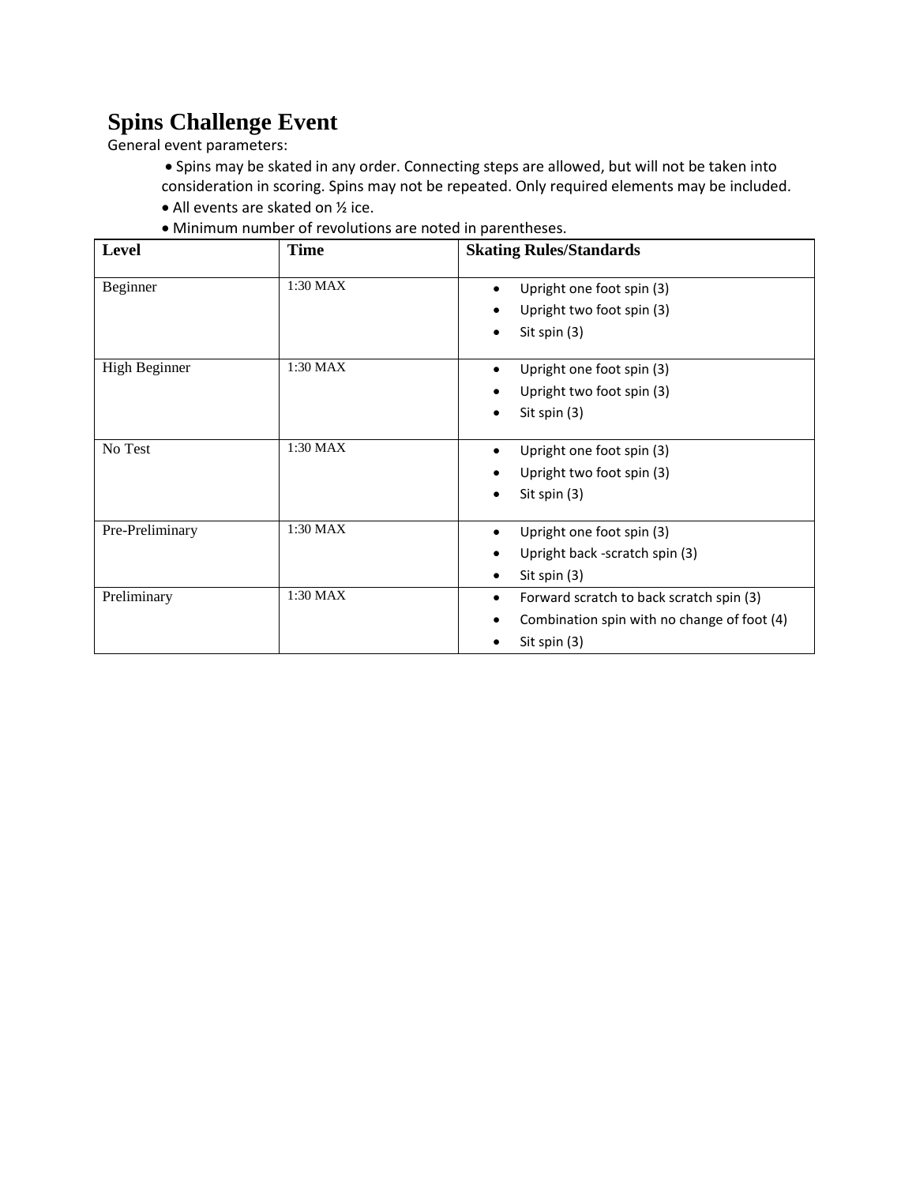# Spins Challenge Event

General event parameters:

- Spins may be skated in any order. Connecting steps are allowed, but will not be taken into consideration in scoring. Spins may not be repeated. Only required elements may be included.
- All events are skated on ½ ice.
- Minimum number of revolutions are noted in parentheses.

| Level | Time | Skating Rules/Standards |
|---|---|---|
| Beginner | 1:30 MAX | • Upright one foot spin (3)<br>• Upright two foot spin (3)<br>• Sit spin (3) |
| High Beginner | 1:30 MAX | • Upright one foot spin (3)<br>• Upright two foot spin (3)<br>• Sit spin (3) |
| No Test | 1:30 MAX | • Upright one foot spin (3)<br>• Upright two foot spin (3)<br>• Sit spin (3) |
| Pre-Preliminary | 1:30 MAX | • Upright one foot spin (3)<br>• Upright back -scratch spin (3)<br>• Sit spin (3) |
| Preliminary | 1:30 MAX | • Forward scratch to back scratch spin (3)<br>• Combination spin with no change of foot (4)<br>• Sit spin (3) |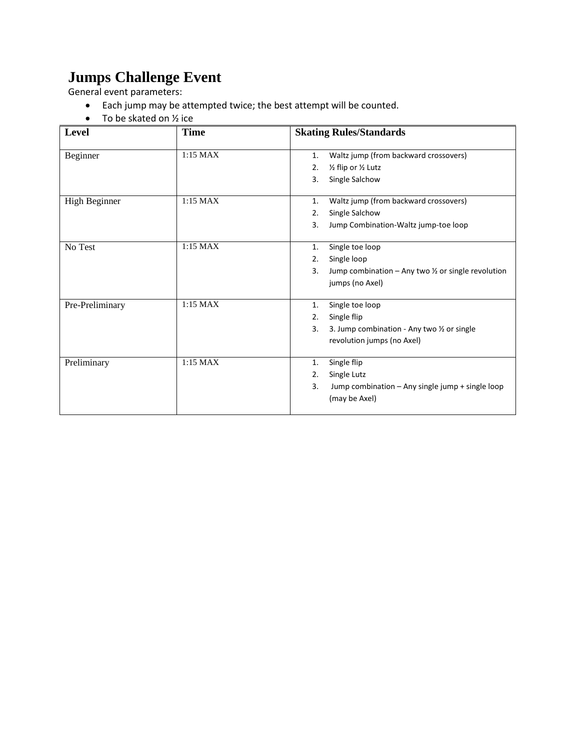# Jumps Challenge Event

General event parameters:

- Each jump may be attempted twice; the best attempt will be counted.
- To be skated on ½ ice

| Level | Time | Skating Rules/Standards |
|---|---|---|
| Beginner | 1:15 MAX | 1. Waltz jump (from backward crossovers)<br>2. ½ flip or ½ Lutz<br>3. Single Salchow |
| High Beginner | 1:15 MAX | 1. Waltz jump (from backward crossovers)<br>2. Single Salchow<br>3. Jump Combination-Waltz jump-toe loop |
| No Test | 1:15 MAX | 1. Single toe loop<br>2. Single loop<br>3. Jump combination – Any two ½ or single revolution jumps (no Axel) |
| Pre-Preliminary | 1:15 MAX | 1. Single toe loop<br>2. Single flip<br>3. 3. Jump combination - Any two ½ or single revolution jumps (no Axel) |
| Preliminary | 1:15 MAX | 1. Single flip<br>2. Single Lutz<br>3. Jump combination – Any single jump + single loop (may be Axel) |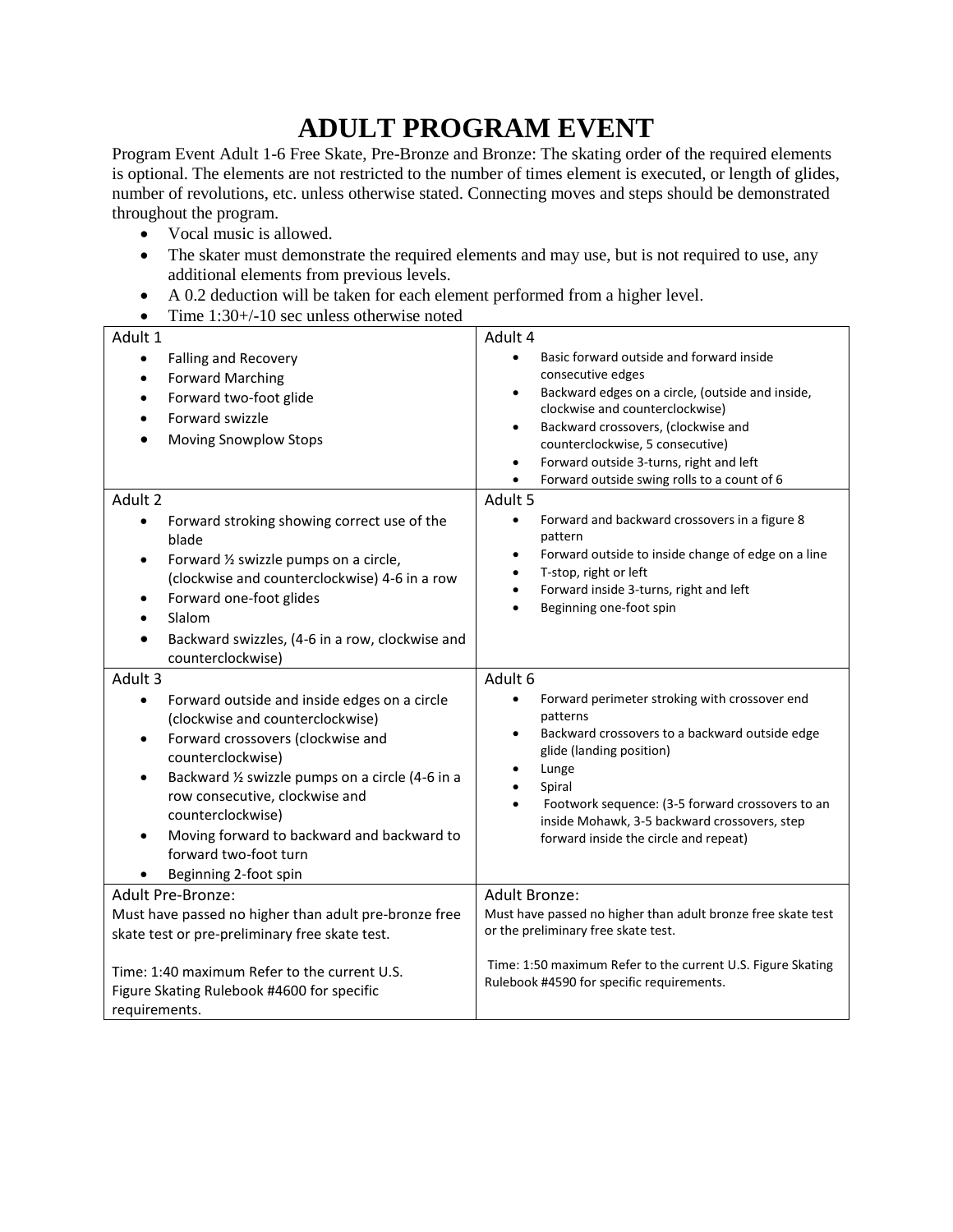# ADULT PROGRAM EVENT

Program Event Adult 1-6 Free Skate, Pre-Bronze and Bronze: The skating order of the required elements is optional. The elements are not restricted to the number of times element is executed, or length of glides, number of revolutions, etc. unless otherwise stated. Connecting moves and steps should be demonstrated throughout the program.

- Vocal music is allowed.
- The skater must demonstrate the required elements and may use, but is not required to use, any additional elements from previous levels.
- A 0.2 deduction will be taken for each element performed from a higher level.
- Time 1:30+/-10 sec unless otherwise noted

| | |
|---|---|
| Adult 1<br>• Falling and Recovery<br>• Forward Marching<br>• Forward two-foot glide<br>• Forward swizzle<br>• Moving Snowplow Stops | Adult 4<br>• Basic forward outside and forward inside consecutive edges<br>• Backward edges on a circle, (outside and inside, clockwise and counterclockwise)<br>• Backward crossovers, (clockwise and counterclockwise, 5 consecutive)<br>• Forward outside 3-turns, right and left<br>• Forward outside swing rolls to a count of 6 |
| Adult 2<br>• Forward stroking showing correct use of the blade<br>• Forward ½ swizzle pumps on a circle, (clockwise and counterclockwise) 4-6 in a row<br>• Forward one-foot glides<br>• Slalom<br>• Backward swizzles, (4-6 in a row, clockwise and counterclockwise) | Adult 5<br>• Forward and backward crossovers in a figure 8 pattern<br>• Forward outside to inside change of edge on a line<br>• T-stop, right or left<br>• Forward inside 3-turns, right and left<br>• Beginning one-foot spin |
| Adult 3<br>• Forward outside and inside edges on a circle (clockwise and counterclockwise)<br>• Forward crossovers (clockwise and counterclockwise)<br>• Backward ½ swizzle pumps on a circle (4-6 in a row consecutive, clockwise and counterclockwise)<br>• Moving forward to backward and backward to forward two-foot turn<br>• Beginning 2-foot spin | Adult 6<br>• Forward perimeter stroking with crossover end patterns<br>• Backward crossovers to a backward outside edge glide (landing position)<br>• Lunge<br>• Spiral<br>• Footwork sequence: (3-5 forward crossovers to an inside Mohawk, 3-5 backward crossovers, step forward inside the circle and repeat) |
| Adult Pre-Bronze:<br>Must have passed no higher than adult pre-bronze free skate test or pre-preliminary free skate test.<br><br>Time: 1:40 maximum Refer to the current U.S. Figure Skating Rulebook #4600 for specific requirements. | Adult Bronze:<br>Must have passed no higher than adult bronze free skate test or the preliminary free skate test.<br><br>Time: 1:50 maximum Refer to the current U.S. Figure Skating Rulebook #4590 for specific requirements. |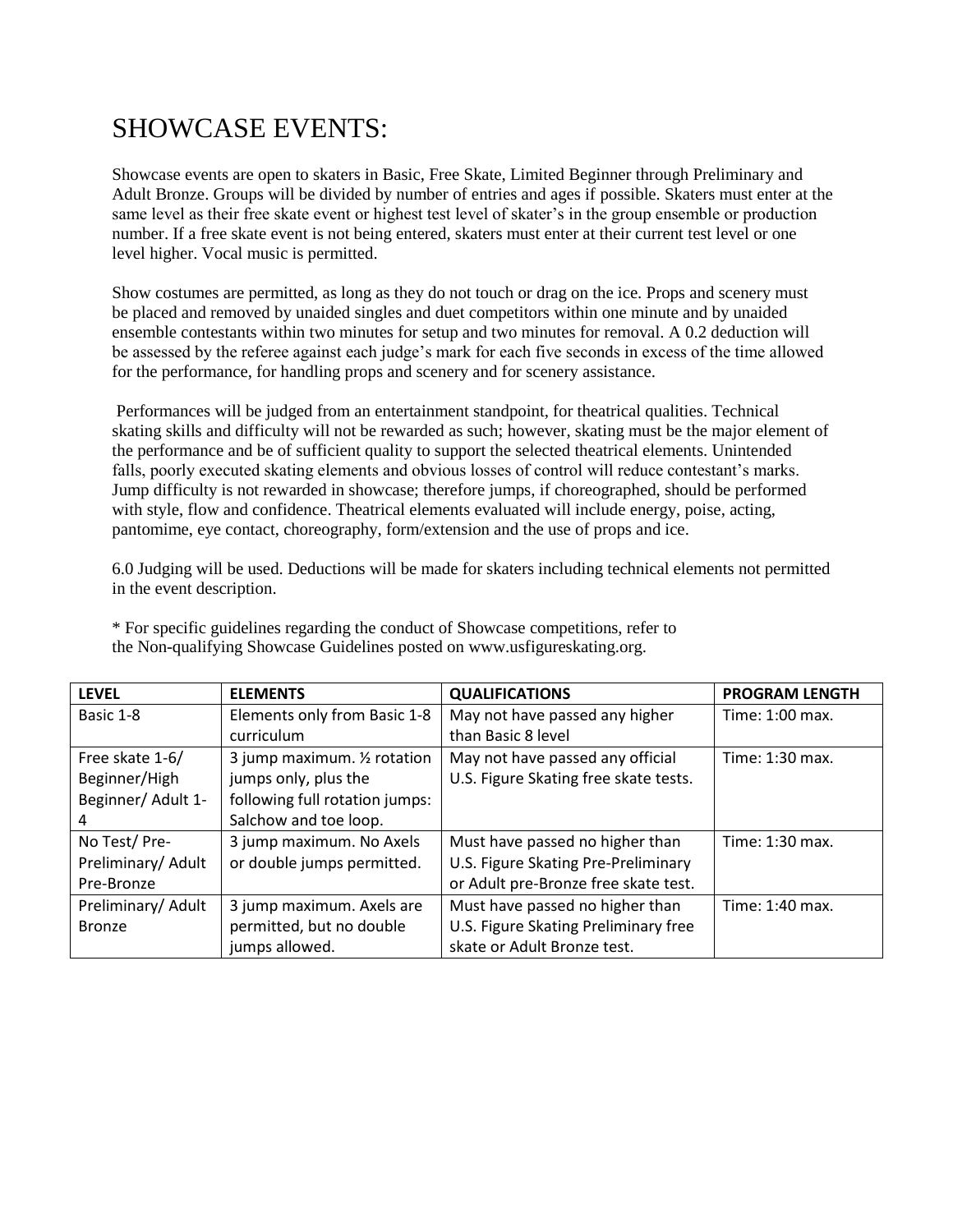# SHOWCASE EVENTS:

Showcase events are open to skaters in Basic, Free Skate, Limited Beginner through Preliminary and Adult Bronze. Groups will be divided by number of entries and ages if possible. Skaters must enter at the same level as their free skate event or highest test level of skater's in the group ensemble or production number. If a free skate event is not being entered, skaters must enter at their current test level or one level higher. Vocal music is permitted.

Show costumes are permitted, as long as they do not touch or drag on the ice. Props and scenery must be placed and removed by unaided singles and duet competitors within one minute and by unaided ensemble contestants within two minutes for setup and two minutes for removal. A 0.2 deduction will be assessed by the referee against each judge's mark for each five seconds in excess of the time allowed for the performance, for handling props and scenery and for scenery assistance.

Performances will be judged from an entertainment standpoint, for theatrical qualities. Technical skating skills and difficulty will not be rewarded as such; however, skating must be the major element of the performance and be of sufficient quality to support the selected theatrical elements. Unintended falls, poorly executed skating elements and obvious losses of control will reduce contestant's marks. Jump difficulty is not rewarded in showcase; therefore jumps, if choreographed, should be performed with style, flow and confidence. Theatrical elements evaluated will include energy, poise, acting, pantomime, eye contact, choreography, form/extension and the use of props and ice.

6.0 Judging will be used. Deductions will be made for skaters including technical elements not permitted in the event description.

* For specific guidelines regarding the conduct of Showcase competitions, refer to the Non-qualifying Showcase Guidelines posted on www.usfigureskating.org.

| LEVEL | ELEMENTS | QUALIFICATIONS | PROGRAM LENGTH |
|---|---|---|---|
| Basic 1-8 | Elements only from Basic 1-8 curriculum | May not have passed any higher than Basic 8 level | Time: 1:00 max. |
| Free skate 1-6/ Beginner/High Beginner/ Adult 1-4 | 3 jump maximum. ½ rotation jumps only, plus the following full rotation jumps: Salchow and toe loop. | May not have passed any official U.S. Figure Skating free skate tests. | Time: 1:30 max. |
| No Test/ Pre-Preliminary/ Adult Pre-Bronze | 3 jump maximum. No Axels or double jumps permitted. | Must have passed no higher than U.S. Figure Skating Pre-Preliminary or Adult pre-Bronze free skate test. | Time: 1:30 max. |
| Preliminary/ Adult Bronze | 3 jump maximum. Axels are permitted, but no double jumps allowed. | Must have passed no higher than U.S. Figure Skating Preliminary free skate or Adult Bronze test. | Time: 1:40 max. |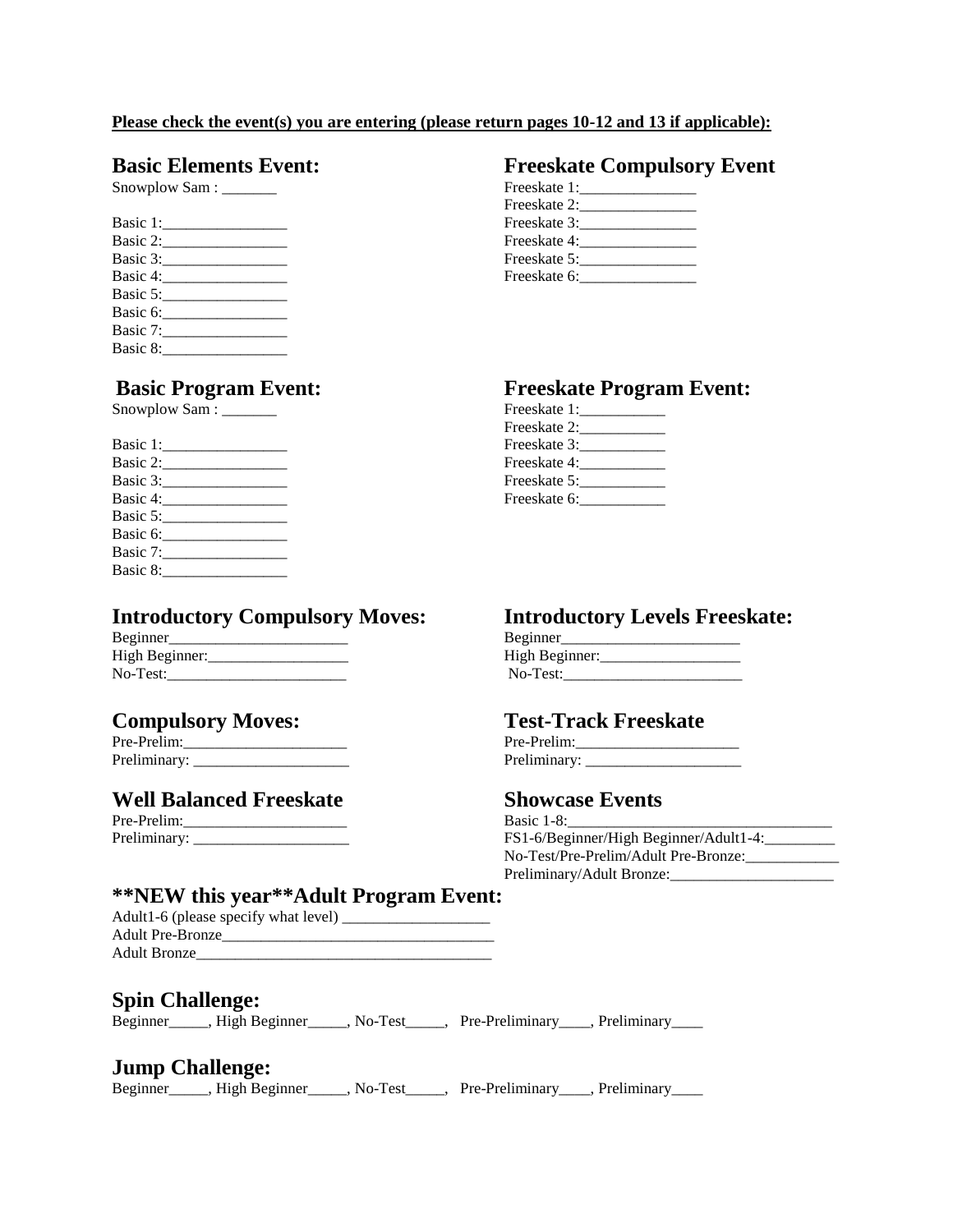**Please check the event(s) you are entering (please return pages 10-12 and 13 if applicable):**

## Basic Elements Event:

Snowplow Sam : _______

Basic 1:________________
Basic 2:________________
Basic 3:________________
Basic 4:________________
Basic 5:________________
Basic 6:________________
Basic 7:________________
Basic 8:________________

## Freeskate Compulsory Event

Freeskate 1:_______________
Freeskate 2:_______________
Freeskate 3:_______________
Freeskate 4:_______________
Freeskate 5:_______________
Freeskate 6:_______________

## Basic Program Event:

Snowplow Sam : _______

Basic 1:________________
Basic 2:________________
Basic 3:________________
Basic 4:________________
Basic 5:________________
Basic 6:________________
Basic 7:________________
Basic 8:________________

## Freeskate Program Event:

Freeskate 1:___________
Freeskate 2:___________
Freeskate 3:___________
Freeskate 4:___________
Freeskate 5:___________
Freeskate 6:___________

## Introductory Compulsory Moves:

Beginner_______________________
High Beginner:__________________
No-Test:_______________________

## Introductory Levels Freeskate:

Beginner_______________________
High Beginner:__________________
No-Test:_______________________

## Compulsory Moves:

Pre-Prelim:_____________________
Preliminary: ____________________

## Test-Track Freeskate

Pre-Prelim:_____________________
Preliminary: ____________________

## Well Balanced Freeskate

Pre-Prelim:_____________________
Preliminary: ____________________

## Showcase Events

Basic 1-8:_________________________________
FS1-6/Beginner/High Beginner/Adult1-4:_________
No-Test/Pre-Prelim/Adult Pre-Bronze:____________
Preliminary/Adult Bronze:_____________________

## **NEW this year**Adult Program Event:

Adult1-6 (please specify what level) ___________________
Adult Pre-Bronze___________________________________
Adult Bronze______________________________________

## Spin Challenge:

Beginner_____, High Beginner_____, No-Test_____, Pre-Preliminary____, Preliminary____

## Jump Challenge:

Beginner_____, High Beginner_____, No-Test_____, Pre-Preliminary____, Preliminary____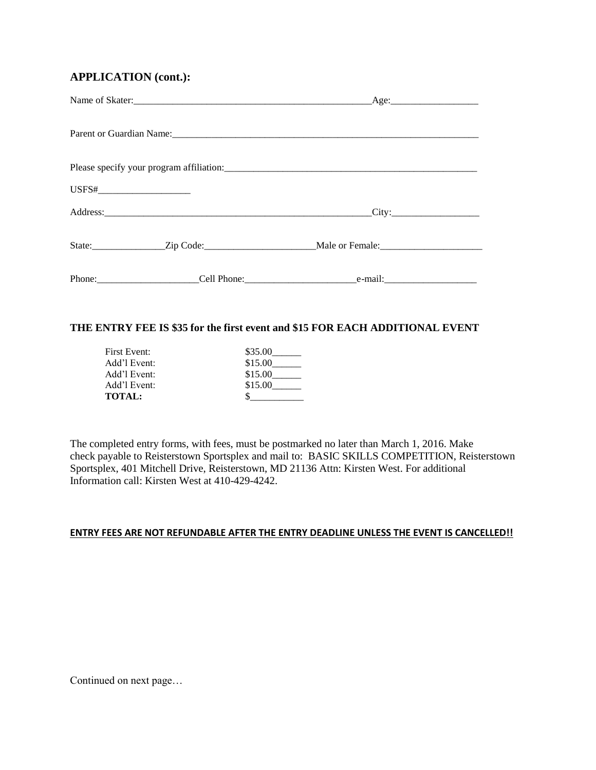## APPLICATION (cont.):

Name of Skater:_______________________________________________Age:_________________

Parent or Guardian Name:_______________________________________________________________

Please specify your program affiliation:__________________________________________________

USFS#__________________

Address:______________________________________________________City:_________________

State:______________Zip Code:_____________________Male or Female:____________________

Phone:____________________Cell Phone:_____________________e-mail:__________________

**THE ENTRY FEE IS $35 for the first event and $15 FOR EACH ADDITIONAL EVENT**

| | |
|---|---|
| First Event: | $35.00______ |
| Add'l Event: | $15.00______ |
| Add'l Event: | $15.00______ |
| Add'l Event: | $15.00______ |
| **TOTAL:** | $__________ |

The completed entry forms, with fees, must be postmarked no later than March 1, 2016. Make check payable to Reisterstown Sportsplex and mail to: BASIC SKILLS COMPETITION, Reisterstown Sportsplex, 401 Mitchell Drive, Reisterstown, MD 21136 Attn: Kirsten West. For additional Information call: Kirsten West at 410-429-4242.

**ENTRY FEES ARE NOT REFUNDABLE AFTER THE ENTRY DEADLINE UNLESS THE EVENT IS CANCELLED!!**

Continued on next page…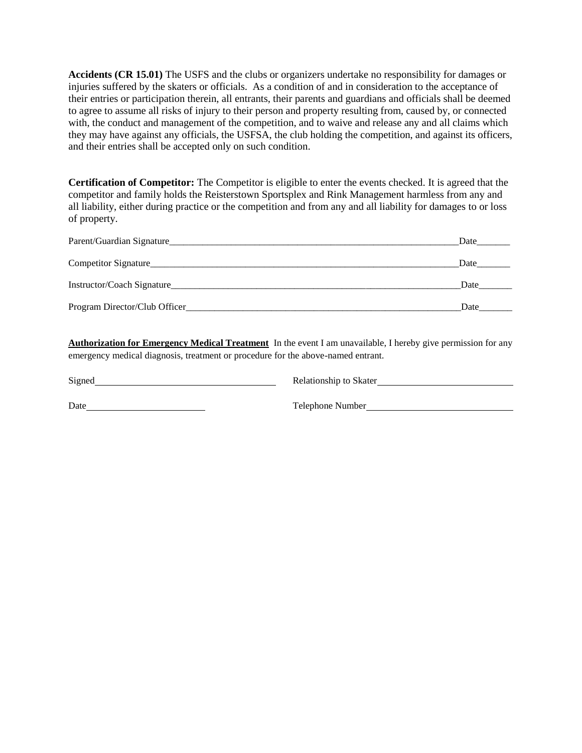**Accidents (CR 15.01)** The USFS and the clubs or organizers undertake no responsibility for damages or injuries suffered by the skaters or officials. As a condition of and in consideration to the acceptance of their entries or participation therein, all entrants, their parents and guardians and officials shall be deemed to agree to assume all risks of injury to their person and property resulting from, caused by, or connected with, the conduct and management of the competition, and to waive and release any and all claims which they may have against any officials, the USFSA, the club holding the competition, and against its officers, and their entries shall be accepted only on such condition.

**Certification of Competitor:** The Competitor is eligible to enter the events checked. It is agreed that the competitor and family holds the Reisterstown Sportsplex and Rink Management harmless from any and all liability, either during practice or the competition and from any and all liability for damages to or loss of property.

Parent/Guardian Signature_______________________________________________________________Date_______

Competitor Signature___________________________________________________________________Date_______

Instructor/Coach Signature______________________________________________________________Date_______

Program Director/Club Officer____________________________________________________________Date_______

**Authorization for Emergency Medical Treatment** In the event I am unavailable, I hereby give permission for any emergency medical diagnosis, treatment or procedure for the above-named entrant.

Signed_____________________________________ Relationship to Skater____________________________

Date________________________ Telephone Number______________________________